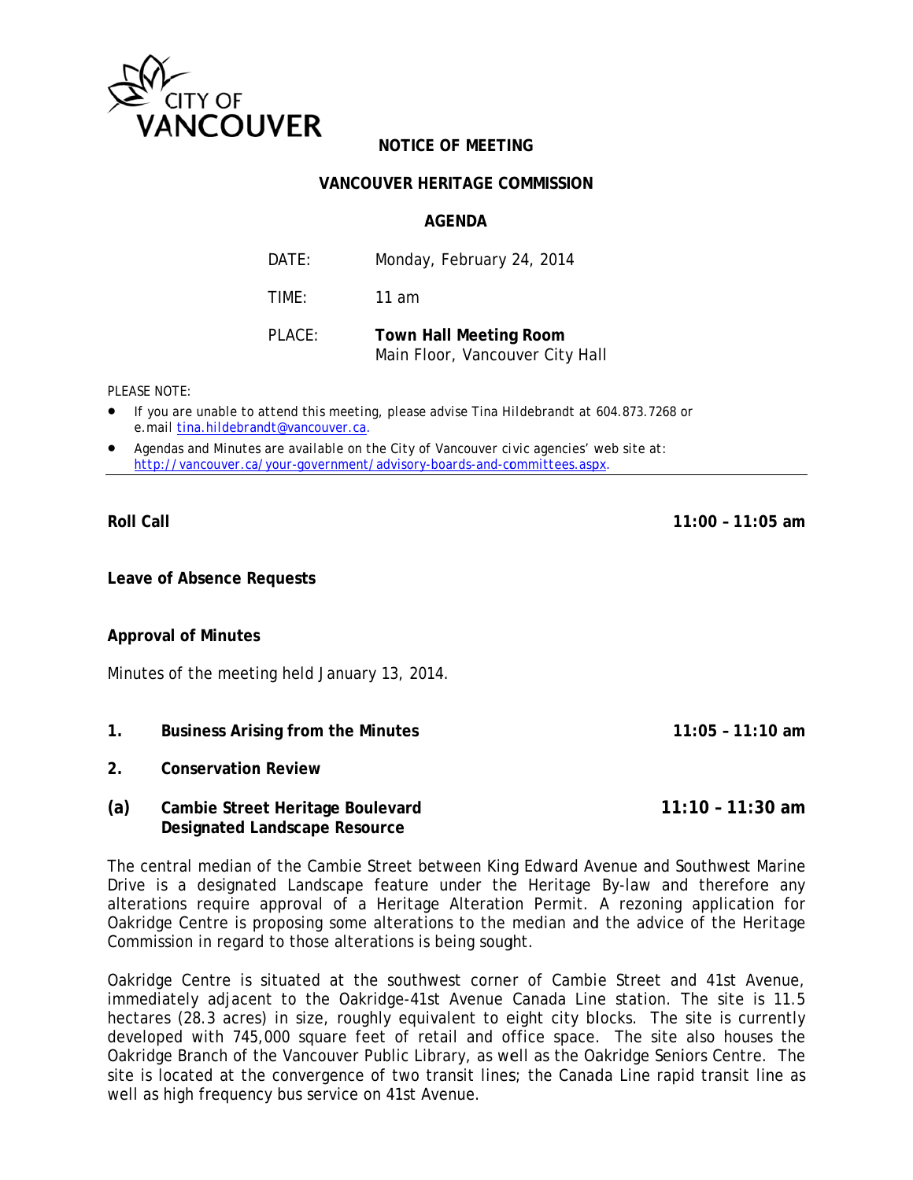CITY OF VANCOUVER

**NOTICE OF MEETING**

**VANCOUVER HERITAGE COMMISSION**

**AGENDA**

DATE: Monday, February 24, 2014

TIME: 11 am

PLACE: **Town Hall Meeting Room**
Main Floor, Vancouver City Hall

PLEASE NOTE:

- If you are unable to attend this meeting, please advise Tina Hildebrandt at 604.873.7268 or e.mail tina.hildebrandt@vancouver.ca.
- Agendas and Minutes are available on the City of Vancouver civic agencies' web site at: http://vancouver.ca/your-government/advisory-boards-and-committees.aspx.

---

**Roll Call** **11:00 – 11:05 am**

**Leave of Absence Requests**

**Approval of Minutes**

Minutes of the meeting held January 13, 2014.

**1. Business Arising from the Minutes** **11:05 – 11:10 am**

**2. Conservation Review**

**(a) Cambie Street Heritage Boulevard Designated Landscape Resource** **11:10 – 11:30 am**

The central median of the Cambie Street between King Edward Avenue and Southwest Marine Drive is a designated Landscape feature under the Heritage By-law and therefore any alterations require approval of a Heritage Alteration Permit. A rezoning application for Oakridge Centre is proposing some alterations to the median and the advice of the Heritage Commission in regard to those alterations is being sought.

Oakridge Centre is situated at the southwest corner of Cambie Street and 41st Avenue, immediately adjacent to the Oakridge-41st Avenue Canada Line station. The site is 11.5 hectares (28.3 acres) in size, roughly equivalent to eight city blocks. The site is currently developed with 745,000 square feet of retail and office space. The site also houses the Oakridge Branch of the Vancouver Public Library, as well as the Oakridge Seniors Centre. The site is located at the convergence of two transit lines; the Canada Line rapid transit line as well as high frequency bus service on 41st Avenue.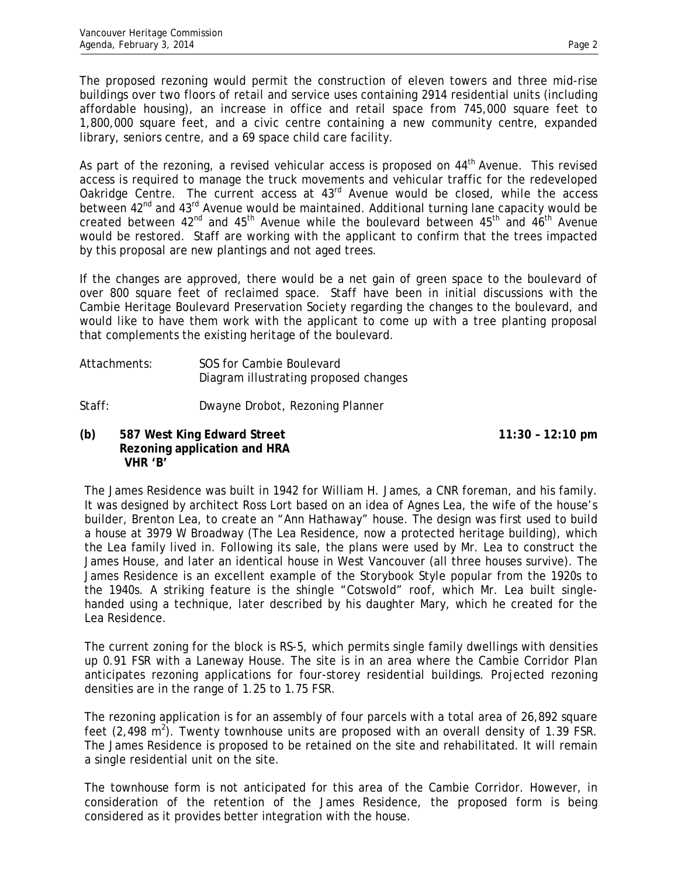The proposed rezoning would permit the construction of eleven towers and three mid-rise buildings over two floors of retail and service uses containing 2914 residential units (including affordable housing), an increase in office and retail space from 745,000 square feet to 1,800,000 square feet, and a civic centre containing a new community centre, expanded library, seniors centre, and a 69 space child care facility.

As part of the rezoning, a revised vehicular access is proposed on 44th Avenue. This revised access is required to manage the truck movements and vehicular traffic for the redeveloped Oakridge Centre. The current access at 43rd Avenue would be closed, while the access between 42nd and 43rd Avenue would be maintained. Additional turning lane capacity would be created between 42nd and 45th Avenue while the boulevard between 45th and 46th Avenue would be restored. Staff are working with the applicant to confirm that the trees impacted by this proposal are new plantings and not aged trees.

If the changes are approved, there would be a net gain of green space to the boulevard of over 800 square feet of reclaimed space. Staff have been in initial discussions with the Cambie Heritage Boulevard Preservation Society regarding the changes to the boulevard, and would like to have them work with the applicant to come up with a tree planting proposal that complements the existing heritage of the boulevard.

Attachments: SOS for Cambie Boulevard
Diagram illustrating proposed changes

Staff: Dwayne Drobot, Rezoning Planner

**(b) 587 West King Edward Street — 11:30 – 12:10 pm**
**Rezoning application and HRA**
**VHR 'B'**

The James Residence was built in 1942 for William H. James, a CNR foreman, and his family. It was designed by architect Ross Lort based on an idea of Agnes Lea, the wife of the house's builder, Brenton Lea, to create an "Ann Hathaway" house. The design was first used to build a house at 3979 W Broadway (The Lea Residence, now a protected heritage building), which the Lea family lived in. Following its sale, the plans were used by Mr. Lea to construct the James House, and later an identical house in West Vancouver (all three houses survive). The James Residence is an excellent example of the Storybook Style popular from the 1920s to the 1940s. A striking feature is the shingle "Cotswold" roof, which Mr. Lea built single-handed using a technique, later described by his daughter Mary, which he created for the Lea Residence.

The current zoning for the block is RS-5, which permits single family dwellings with densities up 0.91 FSR with a Laneway House. The site is in an area where the Cambie Corridor Plan anticipates rezoning applications for four-storey residential buildings. Projected rezoning densities are in the range of 1.25 to 1.75 FSR.

The rezoning application is for an assembly of four parcels with a total area of 26,892 square feet (2,498 $m^2$). Twenty townhouse units are proposed with an overall density of 1.39 FSR. The James Residence is proposed to be retained on the site and rehabilitated. It will remain a single residential unit on the site.

The townhouse form is not anticipated for this area of the Cambie Corridor. However, in consideration of the retention of the James Residence, the proposed form is being considered as it provides better integration with the house.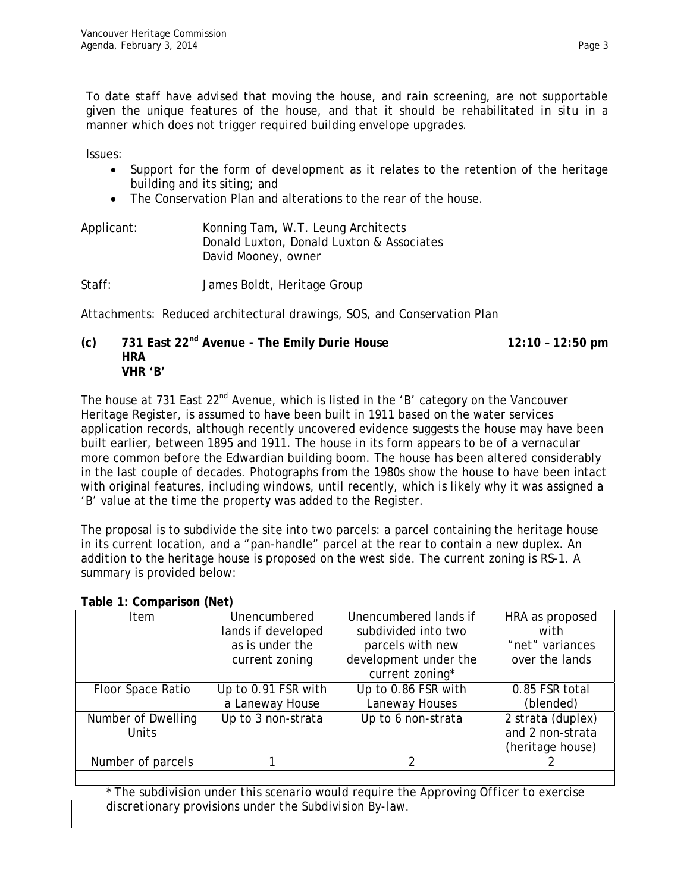To date staff have advised that moving the house, and rain screening, are not supportable given the unique features of the house, and that it should be rehabilitated in situ in a manner which does not trigger required building envelope upgrades.

Issues:

- Support for the form of development as it relates to the retention of the heritage building and its siting; and
- The Conservation Plan and alterations to the rear of the house.

Applicant: Konning Tam, W.T. Leung Architects
Donald Luxton, Donald Luxton & Associates
David Mooney, owner

Staff: James Boldt, Heritage Group

Attachments: Reduced architectural drawings, SOS, and Conservation Plan

**(c) 731 East 22nd Avenue - The Emily Durie House — 12:10 – 12:50 pm**
**HRA**
**VHR 'B'**

The house at 731 East 22nd Avenue, which is listed in the 'B' category on the Vancouver Heritage Register, is assumed to have been built in 1911 based on the water services application records, although recently uncovered evidence suggests the house may have been built earlier, between 1895 and 1911. The house in its form appears to be of a vernacular more common before the Edwardian building boom. The house has been altered considerably in the last couple of decades. Photographs from the 1980s show the house to have been intact with original features, including windows, until recently, which is likely why it was assigned a 'B' value at the time the property was added to the Register.

The proposal is to subdivide the site into two parcels: a parcel containing the heritage house in its current location, and a "pan-handle" parcel at the rear to contain a new duplex. An addition to the heritage house is proposed on the west side. The current zoning is RS-1. A summary is provided below:

**Table 1: Comparison (Net)**

| Item | Unencumbered lands if developed as is under the current zoning | Unencumbered lands if subdivided into two parcels with new development under the current zoning* | HRA as proposed with "net" variances over the lands |
|---|---|---|---|
| Floor Space Ratio | Up to 0.91 FSR with a Laneway House | Up to 0.86 FSR with Laneway Houses | 0.85 FSR total (blended) |
| Number of Dwelling Units | Up to 3 non-strata | Up to 6 non-strata | 2 strata (duplex) and 2 non-strata (heritage house) |
| Number of parcels | 1 | 2 | 2 |
| | | | |

*The subdivision under this scenario would require the Approving Officer to exercise discretionary provisions under the Subdivision By-law.*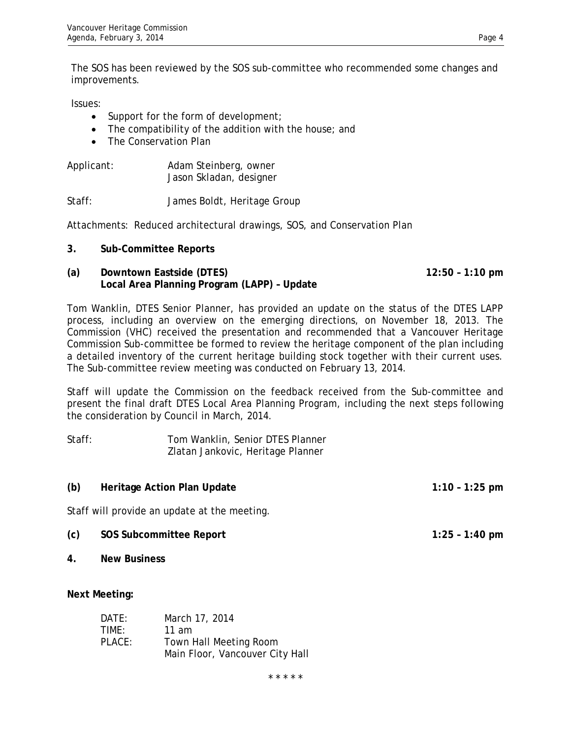The SOS has been reviewed by the SOS sub-committee who recommended some changes and improvements.

Issues:

- Support for the form of development;
- The compatibility of the addition with the house; and
- The Conservation Plan

| | |
|---|---|
| Applicant: | Adam Steinberg, owner<br>Jason Skladan, designer |
| Staff: | James Boldt, Heritage Group |

Attachments: Reduced architectural drawings, SOS, and Conservation Plan

**3. Sub-Committee Reports**

**(a) Downtown Eastside (DTES) Local Area Planning Program (LAPP) – Update** **12:50 – 1:10 pm**

Tom Wanklin, DTES Senior Planner, has provided an update on the status of the DTES LAPP process, including an overview on the emerging directions, on November 18, 2013. The Commission (VHC) received the presentation and recommended that a Vancouver Heritage Commission Sub-committee be formed to review the heritage component of the plan including a detailed inventory of the current heritage building stock together with their current uses. The Sub-committee review meeting was conducted on February 13, 2014.

Staff will update the Commission on the feedback received from the Sub-committee and present the final draft DTES Local Area Planning Program, including the next steps following the consideration by Council in March, 2014.

| | |
|---|---|
| Staff: | Tom Wanklin, Senior DTES Planner<br>Zlatan Jankovic, Heritage Planner |

**(b) Heritage Action Plan Update** **1:10 – 1:25 pm**

Staff will provide an update at the meeting.

**(c) SOS Subcommittee Report** **1:25 – 1:40 pm**

**4. New Business**

**Next Meeting:**

| | |
|---|---|
| DATE: | March 17, 2014 |
| TIME: | 11 am |
| PLACE: | Town Hall Meeting Room<br>Main Floor, Vancouver City Hall |

* * * * *